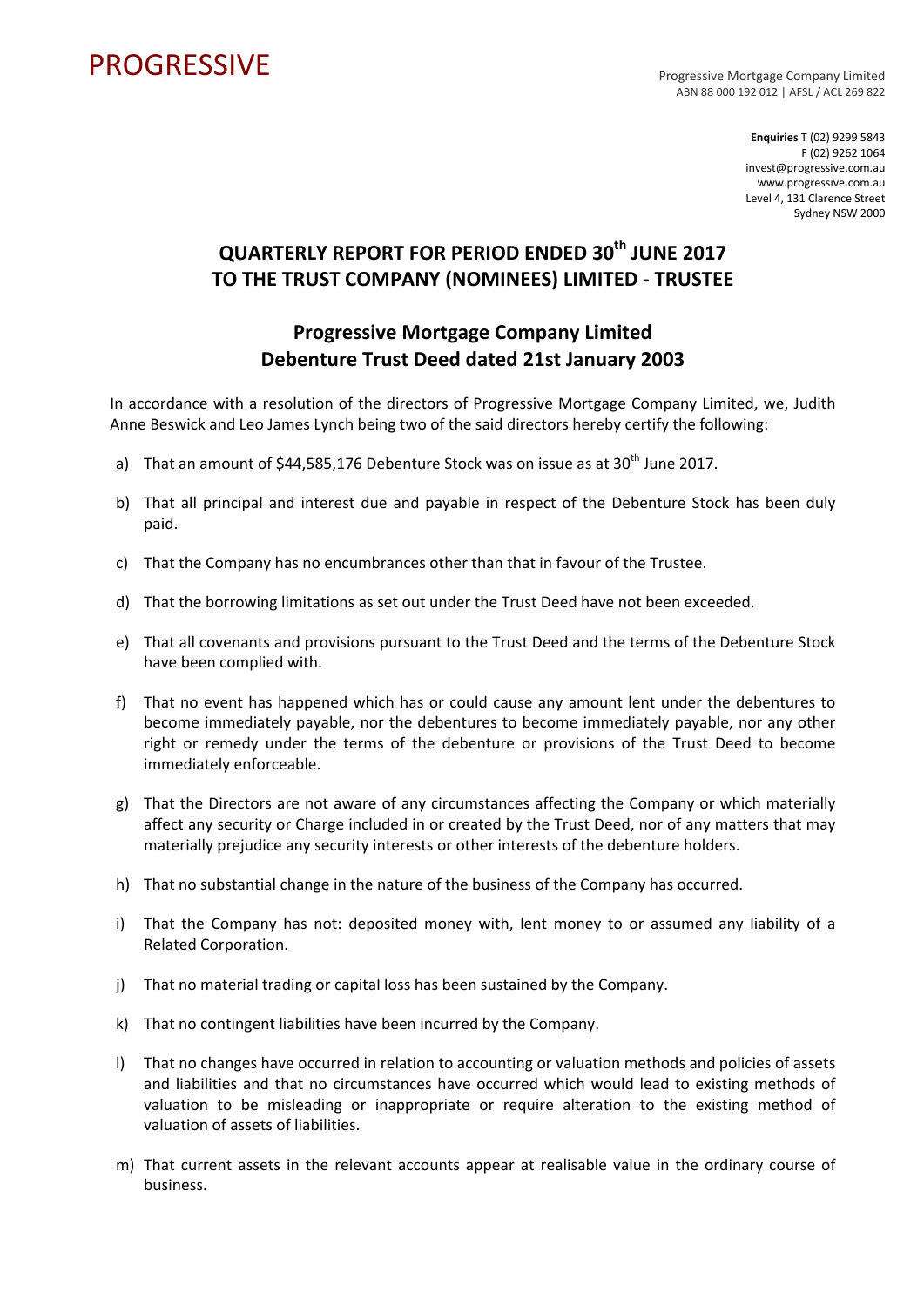PROGRESSIVE

Progressive Mortgage Company Limited
ABN 88 000 192 012 | AFSL / ACL 269 822

**Enquiries** T (02) 9299 5843
F (02) 9262 1064
invest@progressive.com.au
www.progressive.com.au
Level 4, 131 Clarence Street
Sydney NSW 2000

# QUARTERLY REPORT FOR PERIOD ENDED 30th JUNE 2017 TO THE TRUST COMPANY (NOMINEES) LIMITED - TRUSTEE

## Progressive Mortgage Company Limited Debenture Trust Deed dated 21st January 2003

In accordance with a resolution of the directors of Progressive Mortgage Company Limited, we, Judith Anne Beswick and Leo James Lynch being two of the said directors hereby certify the following:

a) That an amount of $44,585,176 Debenture Stock was on issue as at 30th June 2017.

b) That all principal and interest due and payable in respect of the Debenture Stock has been duly paid.

c) That the Company has no encumbrances other than that in favour of the Trustee.

d) That the borrowing limitations as set out under the Trust Deed have not been exceeded.

e) That all covenants and provisions pursuant to the Trust Deed and the terms of the Debenture Stock have been complied with.

f) That no event has happened which has or could cause any amount lent under the debentures to become immediately payable, nor the debentures to become immediately payable, nor any other right or remedy under the terms of the debenture or provisions of the Trust Deed to become immediately enforceable.

g) That the Directors are not aware of any circumstances affecting the Company or which materially affect any security or Charge included in or created by the Trust Deed, nor of any matters that may materially prejudice any security interests or other interests of the debenture holders.

h) That no substantial change in the nature of the business of the Company has occurred.

i) That the Company has not: deposited money with, lent money to or assumed any liability of a Related Corporation.

j) That no material trading or capital loss has been sustained by the Company.

k) That no contingent liabilities have been incurred by the Company.

l) That no changes have occurred in relation to accounting or valuation methods and policies of assets and liabilities and that no circumstances have occurred which would lead to existing methods of valuation to be misleading or inappropriate or require alteration to the existing method of valuation of assets of liabilities.

m) That current assets in the relevant accounts appear at realisable value in the ordinary course of business.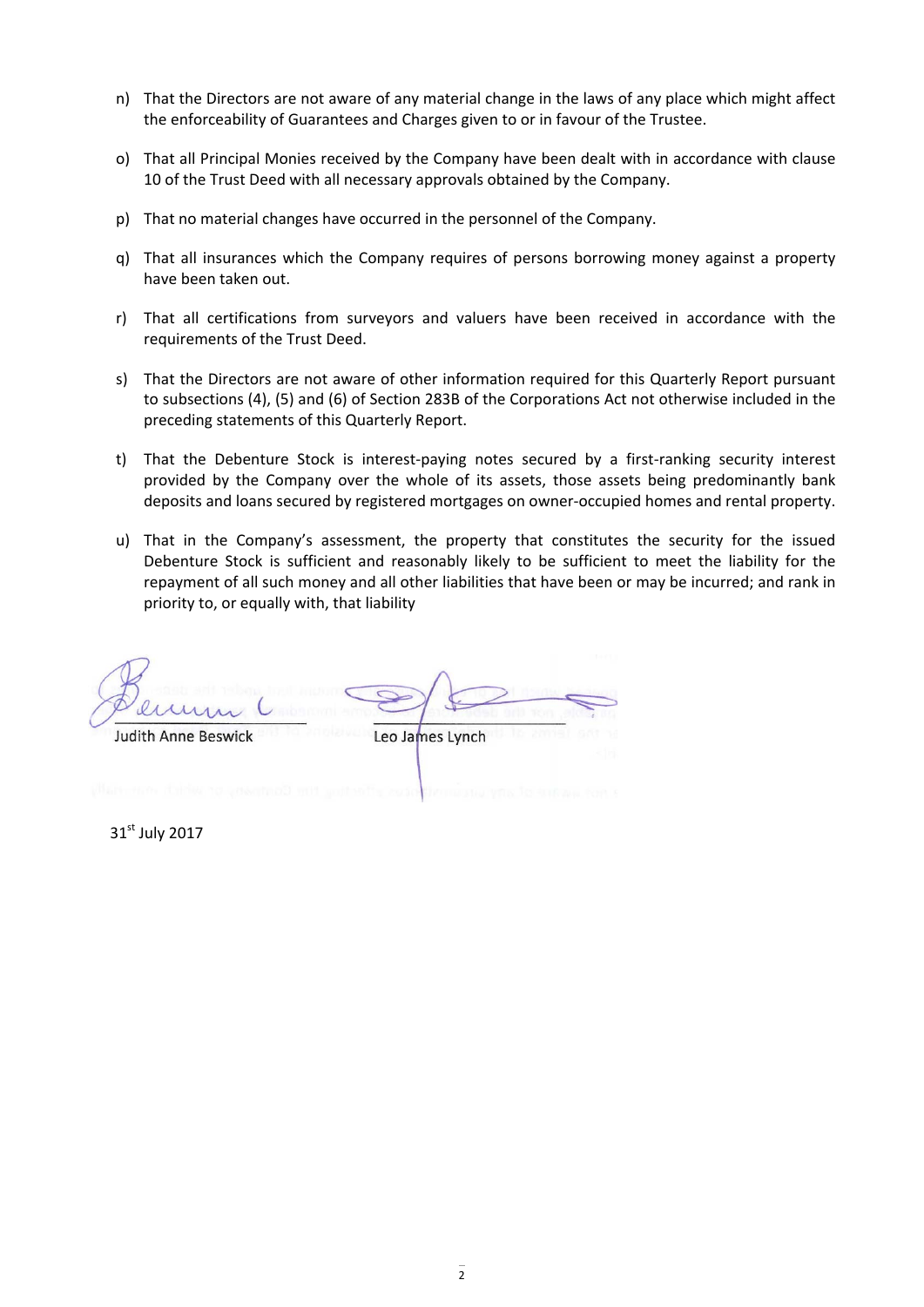n) That the Directors are not aware of any material change in the laws of any place which might affect the enforceability of Guarantees and Charges given to or in favour of the Trustee.

o) That all Principal Monies received by the Company have been dealt with in accordance with clause 10 of the Trust Deed with all necessary approvals obtained by the Company.

p) That no material changes have occurred in the personnel of the Company.

q) That all insurances which the Company requires of persons borrowing money against a property have been taken out.

r) That all certifications from surveyors and valuers have been received in accordance with the requirements of the Trust Deed.

s) That the Directors are not aware of other information required for this Quarterly Report pursuant to subsections (4), (5) and (6) of Section 283B of the Corporations Act not otherwise included in the preceding statements of this Quarterly Report.

t) That the Debenture Stock is interest-paying notes secured by a first-ranking security interest provided by the Company over the whole of its assets, those assets being predominantly bank deposits and loans secured by registered mortgages on owner-occupied homes and rental property.

u) That in the Company's assessment, the property that constitutes the security for the issued Debenture Stock is sufficient and reasonably likely to be sufficient to meet the liability for the repayment of all such money and all other liabilities that have been or may be incurred; and rank in priority to, or equally with, that liability

Judith Anne Beswick

Leo James Lynch

31st July 2017